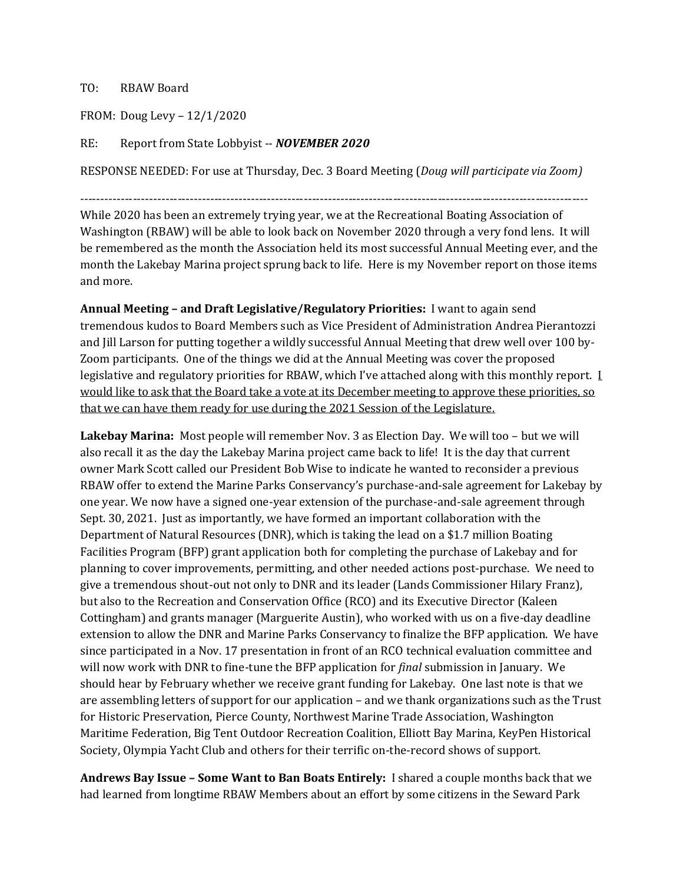TO: RBAW Board

FROM: Doug Levy – 12/1/2020

RE: Report from State Lobbyist -- ***NOVEMBER 2020***

RESPONSE NEEDED: For use at Thursday, Dec. 3 Board Meeting (*Doug will participate via Zoom)*

---

While 2020 has been an extremely trying year, we at the Recreational Boating Association of Washington (RBAW) will be able to look back on November 2020 through a very fond lens. It will be remembered as the month the Association held its most successful Annual Meeting ever, and the month the Lakebay Marina project sprung back to life. Here is my November report on those items and more.

**Annual Meeting – and Draft Legislative/Regulatory Priorities:** I want to again send tremendous kudos to Board Members such as Vice President of Administration Andrea Pierantozzi and Jill Larson for putting together a wildly successful Annual Meeting that drew well over 100 by-Zoom participants. One of the things we did at the Annual Meeting was cover the proposed legislative and regulatory priorities for RBAW, which I've attached along with this monthly report. <u>I would like to ask that the Board take a vote at its December meeting to approve these priorities, so that we can have them ready for use during the 2021 Session of the Legislature.</u>

**Lakebay Marina:** Most people will remember Nov. 3 as Election Day. We will too – but we will also recall it as the day the Lakebay Marina project came back to life! It is the day that current owner Mark Scott called our President Bob Wise to indicate he wanted to reconsider a previous RBAW offer to extend the Marine Parks Conservancy's purchase-and-sale agreement for Lakebay by one year. We now have a signed one-year extension of the purchase-and-sale agreement through Sept. 30, 2021. Just as importantly, we have formed an important collaboration with the Department of Natural Resources (DNR), which is taking the lead on a $1.7 million Boating Facilities Program (BFP) grant application both for completing the purchase of Lakebay and for planning to cover improvements, permitting, and other needed actions post-purchase. We need to give a tremendous shout-out not only to DNR and its leader (Lands Commissioner Hilary Franz), but also to the Recreation and Conservation Office (RCO) and its Executive Director (Kaleen Cottingham) and grants manager (Marguerite Austin), who worked with us on a five-day deadline extension to allow the DNR and Marine Parks Conservancy to finalize the BFP application. We have since participated in a Nov. 17 presentation in front of an RCO technical evaluation committee and will now work with DNR to fine-tune the BFP application for *final* submission in January. We should hear by February whether we receive grant funding for Lakebay. One last note is that we are assembling letters of support for our application – and we thank organizations such as the Trust for Historic Preservation, Pierce County, Northwest Marine Trade Association, Washington Maritime Federation, Big Tent Outdoor Recreation Coalition, Elliott Bay Marina, KeyPen Historical Society, Olympia Yacht Club and others for their terrific on-the-record shows of support.

**Andrews Bay Issue – Some Want to Ban Boats Entirely:** I shared a couple months back that we had learned from longtime RBAW Members about an effort by some citizens in the Seward Park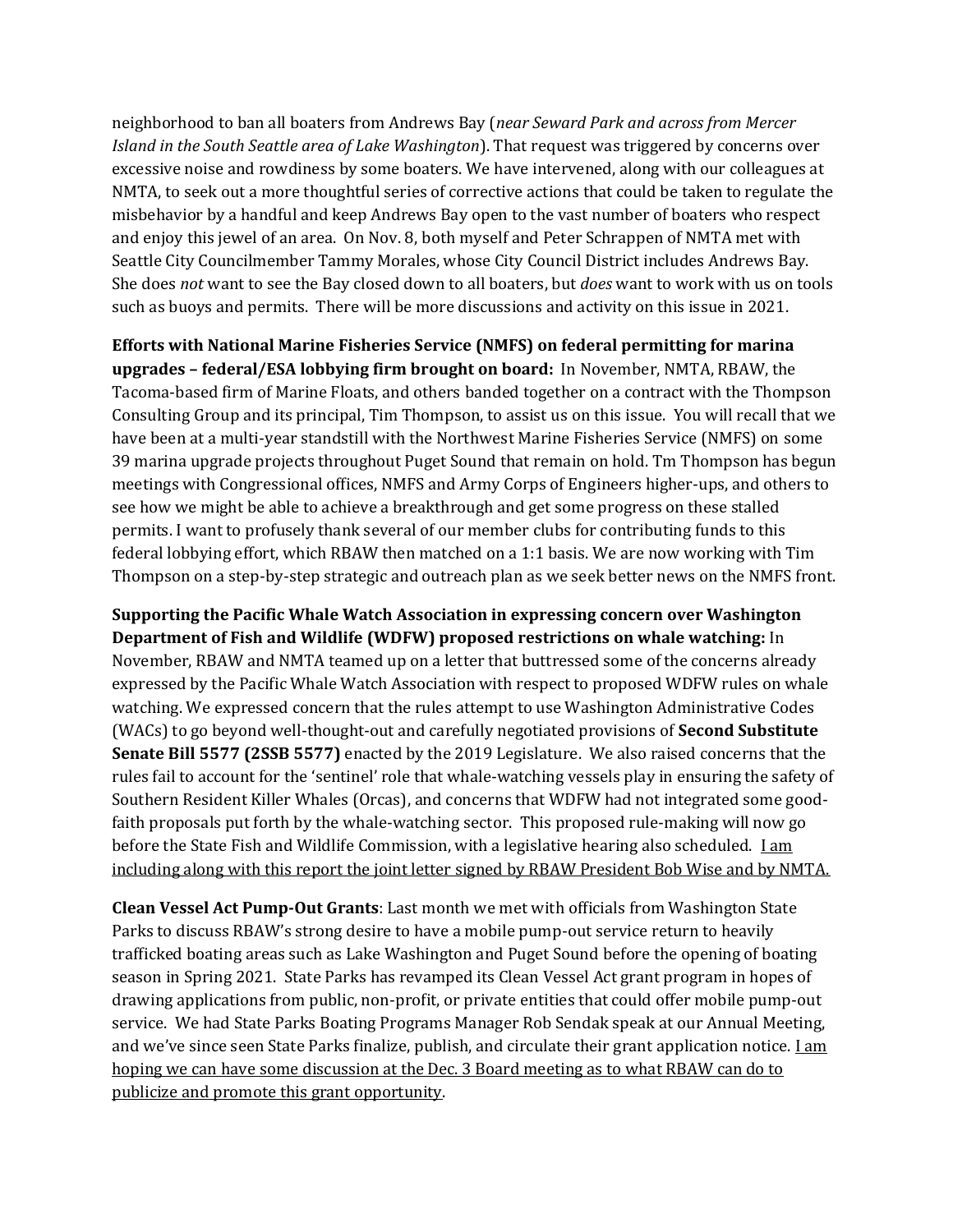neighborhood to ban all boaters from Andrews Bay (*near Seward Park and across from Mercer Island in the South Seattle area of Lake Washington*). That request was triggered by concerns over excessive noise and rowdiness by some boaters. We have intervened, along with our colleagues at NMTA, to seek out a more thoughtful series of corrective actions that could be taken to regulate the misbehavior by a handful and keep Andrews Bay open to the vast number of boaters who respect and enjoy this jewel of an area. On Nov. 8, both myself and Peter Schrappen of NMTA met with Seattle City Councilmember Tammy Morales, whose City Council District includes Andrews Bay. She does *not* want to see the Bay closed down to all boaters, but *does* want to work with us on tools such as buoys and permits. There will be more discussions and activity on this issue in 2021.

**Efforts with National Marine Fisheries Service (NMFS) on federal permitting for marina upgrades – federal/ESA lobbying firm brought on board:** In November, NMTA, RBAW, the Tacoma-based firm of Marine Floats, and others banded together on a contract with the Thompson Consulting Group and its principal, Tim Thompson, to assist us on this issue. You will recall that we have been at a multi-year standstill with the Northwest Marine Fisheries Service (NMFS) on some 39 marina upgrade projects throughout Puget Sound that remain on hold. Tm Thompson has begun meetings with Congressional offices, NMFS and Army Corps of Engineers higher-ups, and others to see how we might be able to achieve a breakthrough and get some progress on these stalled permits. I want to profusely thank several of our member clubs for contributing funds to this federal lobbying effort, which RBAW then matched on a 1:1 basis. We are now working with Tim Thompson on a step-by-step strategic and outreach plan as we seek better news on the NMFS front.

**Supporting the Pacific Whale Watch Association in expressing concern over Washington Department of Fish and Wildlife (WDFW) proposed restrictions on whale watching:** In November, RBAW and NMTA teamed up on a letter that buttressed some of the concerns already expressed by the Pacific Whale Watch Association with respect to proposed WDFW rules on whale watching. We expressed concern that the rules attempt to use Washington Administrative Codes (WACs) to go beyond well-thought-out and carefully negotiated provisions of **Second Substitute Senate Bill 5577 (2SSB 5577)** enacted by the 2019 Legislature. We also raised concerns that the rules fail to account for the 'sentinel' role that whale-watching vessels play in ensuring the safety of Southern Resident Killer Whales (Orcas), and concerns that WDFW had not integrated some good-faith proposals put forth by the whale-watching sector. This proposed rule-making will now go before the State Fish and Wildlife Commission, with a legislative hearing also scheduled. <u>I am including along with this report the joint letter signed by RBAW President Bob Wise and by NMTA.</u>

**Clean Vessel Act Pump-Out Grants**: Last month we met with officials from Washington State Parks to discuss RBAW's strong desire to have a mobile pump-out service return to heavily trafficked boating areas such as Lake Washington and Puget Sound before the opening of boating season in Spring 2021. State Parks has revamped its Clean Vessel Act grant program in hopes of drawing applications from public, non-profit, or private entities that could offer mobile pump-out service. We had State Parks Boating Programs Manager Rob Sendak speak at our Annual Meeting, and we've since seen State Parks finalize, publish, and circulate their grant application notice. <u>I am hoping we can have some discussion at the Dec. 3 Board meeting as to what RBAW can do to publicize and promote this grant opportunity</u>.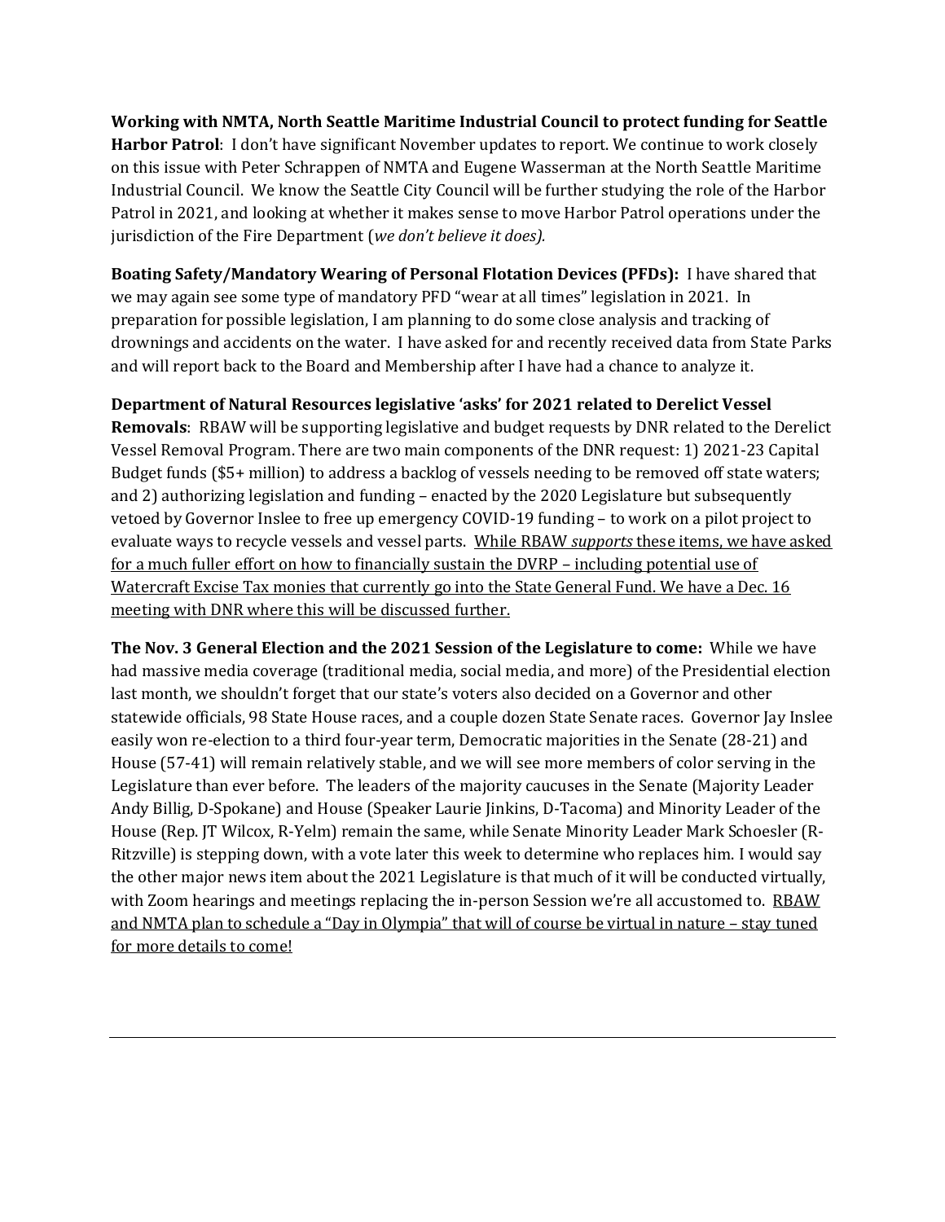**Working with NMTA, North Seattle Maritime Industrial Council to protect funding for Seattle Harbor Patrol**: I don't have significant November updates to report. We continue to work closely on this issue with Peter Schrappen of NMTA and Eugene Wasserman at the North Seattle Maritime Industrial Council. We know the Seattle City Council will be further studying the role of the Harbor Patrol in 2021, and looking at whether it makes sense to move Harbor Patrol operations under the jurisdiction of the Fire Department (*we don't believe it does).*

**Boating Safety/Mandatory Wearing of Personal Flotation Devices (PFDs):** I have shared that we may again see some type of mandatory PFD "wear at all times" legislation in 2021. In preparation for possible legislation, I am planning to do some close analysis and tracking of drownings and accidents on the water. I have asked for and recently received data from State Parks and will report back to the Board and Membership after I have had a chance to analyze it.

**Department of Natural Resources legislative 'asks' for 2021 related to Derelict Vessel Removals**: RBAW will be supporting legislative and budget requests by DNR related to the Derelict Vessel Removal Program. There are two main components of the DNR request: 1) 2021-23 Capital Budget funds ($5+ million) to address a backlog of vessels needing to be removed off state waters; and 2) authorizing legislation and funding – enacted by the 2020 Legislature but subsequently vetoed by Governor Inslee to free up emergency COVID-19 funding – to work on a pilot project to evaluate ways to recycle vessels and vessel parts. <u>While RBAW *supports* these items, we have asked for a much fuller effort on how to financially sustain the DVRP – including potential use of Watercraft Excise Tax monies that currently go into the State General Fund. We have a Dec. 16 meeting with DNR where this will be discussed further.</u>

**The Nov. 3 General Election and the 2021 Session of the Legislature to come:** While we have had massive media coverage (traditional media, social media, and more) of the Presidential election last month, we shouldn't forget that our state's voters also decided on a Governor and other statewide officials, 98 State House races, and a couple dozen State Senate races. Governor Jay Inslee easily won re-election to a third four-year term, Democratic majorities in the Senate (28-21) and House (57-41) will remain relatively stable, and we will see more members of color serving in the Legislature than ever before. The leaders of the majority caucuses in the Senate (Majority Leader Andy Billig, D-Spokane) and House (Speaker Laurie Jinkins, D-Tacoma) and Minority Leader of the House (Rep. JT Wilcox, R-Yelm) remain the same, while Senate Minority Leader Mark Schoesler (R-Ritzville) is stepping down, with a vote later this week to determine who replaces him. I would say the other major news item about the 2021 Legislature is that much of it will be conducted virtually, with Zoom hearings and meetings replacing the in-person Session we're all accustomed to. <u>RBAW and NMTA plan to schedule a "Day in Olympia" that will of course be virtual in nature – stay tuned for more details to come!</u>